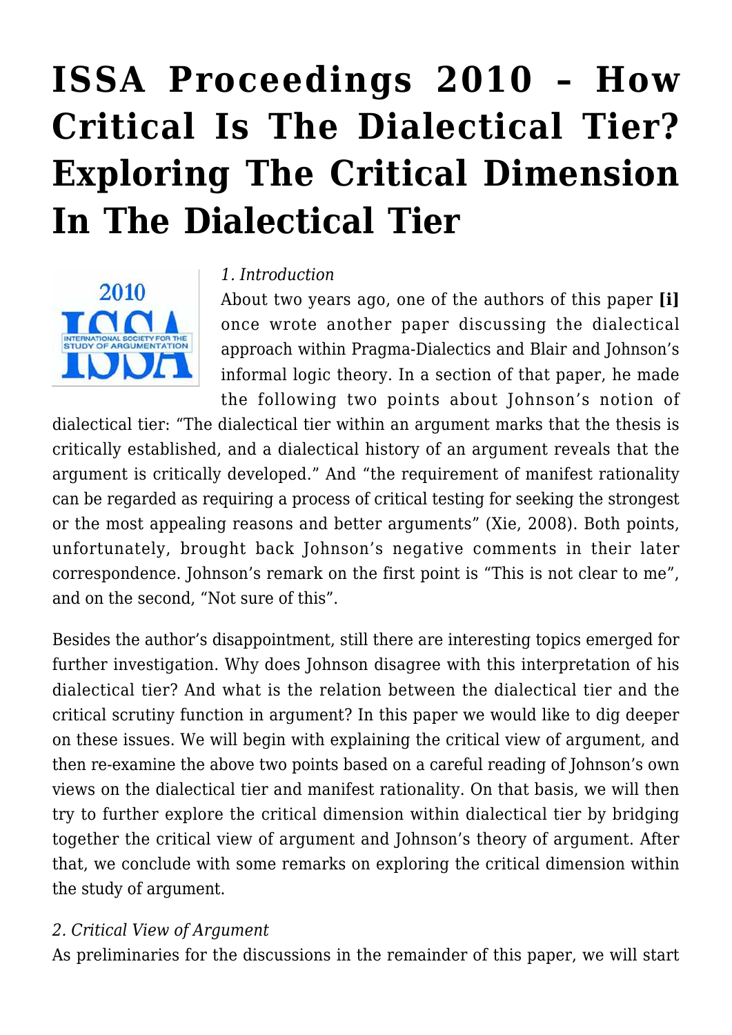# ISSA Proceedings 2010 – How Critical Is The Dialectical Tier? Exploring The Critical Dimension In The Dialectical Tier

*1. Introduction*

About two years ago, one of the authors of this paper **[i]** once wrote another paper discussing the dialectical approach within Pragma-Dialectics and Blair and Johnson's informal logic theory. In a section of that paper, he made the following two points about Johnson's notion of dialectical tier: "The dialectical tier within an argument marks that the thesis is critically established, and a dialectical history of an argument reveals that the argument is critically developed." And "the requirement of manifest rationality can be regarded as requiring a process of critical testing for seeking the strongest or the most appealing reasons and better arguments" (Xie, 2008). Both points, unfortunately, brought back Johnson's negative comments in their later correspondence. Johnson's remark on the first point is "This is not clear to me", and on the second, "Not sure of this".

Besides the author's disappointment, still there are interesting topics emerged for further investigation. Why does Johnson disagree with this interpretation of his dialectical tier? And what is the relation between the dialectical tier and the critical scrutiny function in argument? In this paper we would like to dig deeper on these issues. We will begin with explaining the critical view of argument, and then re-examine the above two points based on a careful reading of Johnson's own views on the dialectical tier and manifest rationality. On that basis, we will then try to further explore the critical dimension within dialectical tier by bridging together the critical view of argument and Johnson's theory of argument. After that, we conclude with some remarks on exploring the critical dimension within the study of argument.

*2. Critical View of Argument*

As preliminaries for the discussions in the remainder of this paper, we will start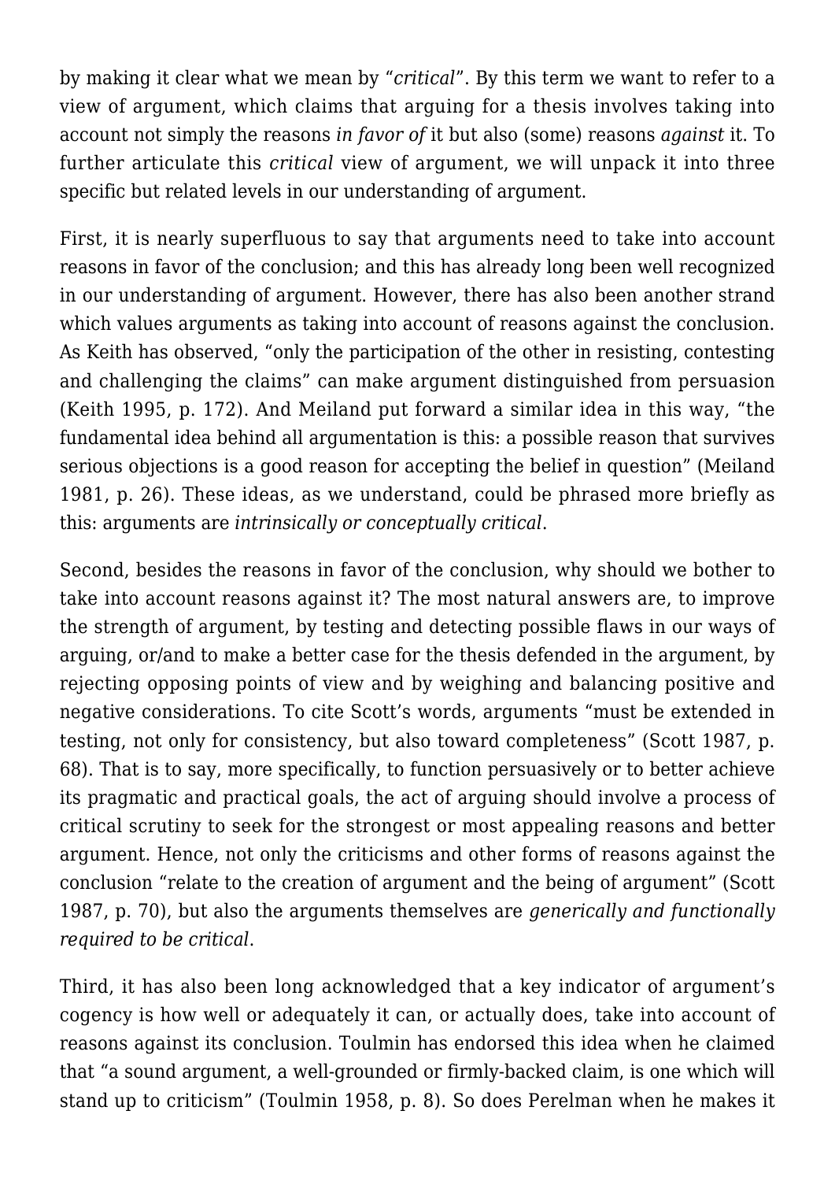by making it clear what we mean by "*critical*". By this term we want to refer to a view of argument, which claims that arguing for a thesis involves taking into account not simply the reasons *in favor of* it but also (some) reasons *against* it. To further articulate this *critical* view of argument, we will unpack it into three specific but related levels in our understanding of argument.

First, it is nearly superfluous to say that arguments need to take into account reasons in favor of the conclusion; and this has already long been well recognized in our understanding of argument. However, there has also been another strand which values arguments as taking into account of reasons against the conclusion. As Keith has observed, "only the participation of the other in resisting, contesting and challenging the claims" can make argument distinguished from persuasion (Keith 1995, p. 172). And Meiland put forward a similar idea in this way, "the fundamental idea behind all argumentation is this: a possible reason that survives serious objections is a good reason for accepting the belief in question" (Meiland 1981, p. 26). These ideas, as we understand, could be phrased more briefly as this: arguments are *intrinsically or conceptually critical*.

Second, besides the reasons in favor of the conclusion, why should we bother to take into account reasons against it? The most natural answers are, to improve the strength of argument, by testing and detecting possible flaws in our ways of arguing, or/and to make a better case for the thesis defended in the argument, by rejecting opposing points of view and by weighing and balancing positive and negative considerations. To cite Scott's words, arguments "must be extended in testing, not only for consistency, but also toward completeness" (Scott 1987, p. 68). That is to say, more specifically, to function persuasively or to better achieve its pragmatic and practical goals, the act of arguing should involve a process of critical scrutiny to seek for the strongest or most appealing reasons and better argument. Hence, not only the criticisms and other forms of reasons against the conclusion "relate to the creation of argument and the being of argument" (Scott 1987, p. 70), but also the arguments themselves are *generically and functionally required to be critical*.

Third, it has also been long acknowledged that a key indicator of argument's cogency is how well or adequately it can, or actually does, take into account of reasons against its conclusion. Toulmin has endorsed this idea when he claimed that "a sound argument, a well-grounded or firmly-backed claim, is one which will stand up to criticism" (Toulmin 1958, p. 8). So does Perelman when he makes it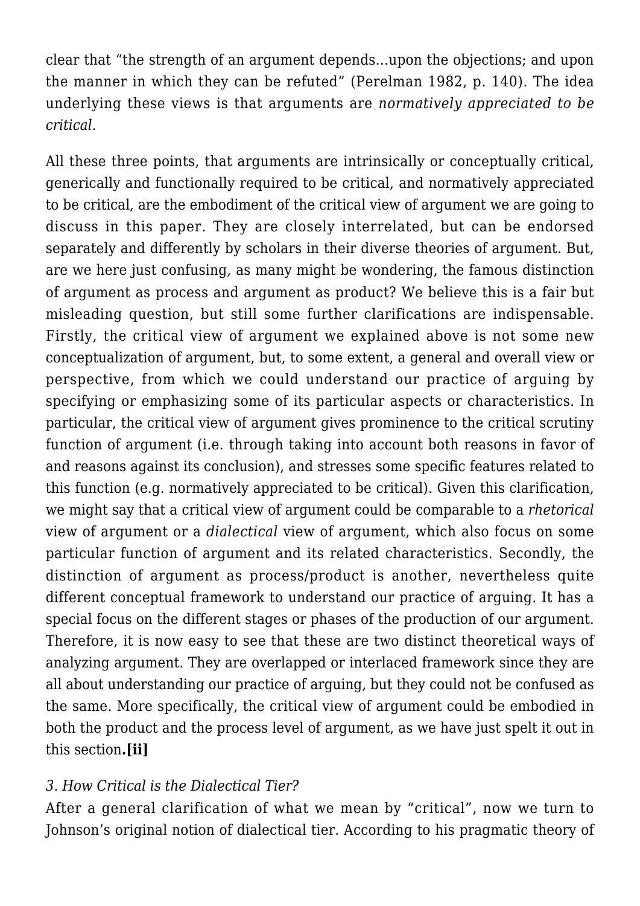clear that "the strength of an argument depends…upon the objections; and upon the manner in which they can be refuted" (Perelman 1982, p. 140). The idea underlying these views is that arguments are *normatively appreciated to be critical*.

All these three points, that arguments are intrinsically or conceptually critical, generically and functionally required to be critical, and normatively appreciated to be critical, are the embodiment of the critical view of argument we are going to discuss in this paper. They are closely interrelated, but can be endorsed separately and differently by scholars in their diverse theories of argument. But, are we here just confusing, as many might be wondering, the famous distinction of argument as process and argument as product? We believe this is a fair but misleading question, but still some further clarifications are indispensable. Firstly, the critical view of argument we explained above is not some new conceptualization of argument, but, to some extent, a general and overall view or perspective, from which we could understand our practice of arguing by specifying or emphasizing some of its particular aspects or characteristics. In particular, the critical view of argument gives prominence to the critical scrutiny function of argument (i.e. through taking into account both reasons in favor of and reasons against its conclusion), and stresses some specific features related to this function (e.g. normatively appreciated to be critical). Given this clarification, we might say that a critical view of argument could be comparable to a *rhetorical* view of argument or a *dialectical* view of argument, which also focus on some particular function of argument and its related characteristics. Secondly, the distinction of argument as process/product is another, nevertheless quite different conceptual framework to understand our practice of arguing. It has a special focus on the different stages or phases of the production of our argument. Therefore, it is now easy to see that these are two distinct theoretical ways of analyzing argument. They are overlapped or interlaced framework since they are all about understanding our practice of arguing, but they could not be confused as the same. More specifically, the critical view of argument could be embodied in both the product and the process level of argument, as we have just spelt it out in this section**.[ii]**

### *3. How Critical is the Dialectical Tier?*

After a general clarification of what we mean by "critical", now we turn to Johnson's original notion of dialectical tier. According to his pragmatic theory of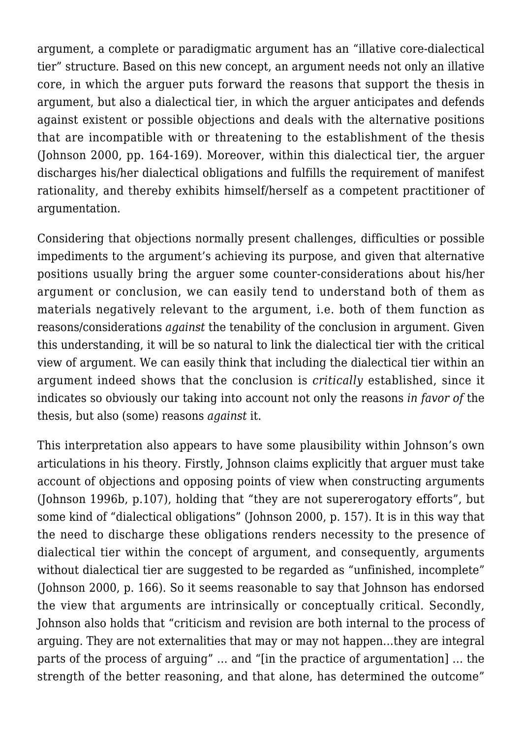argument, a complete or paradigmatic argument has an "illative core-dialectical tier" structure. Based on this new concept, an argument needs not only an illative core, in which the arguer puts forward the reasons that support the thesis in argument, but also a dialectical tier, in which the arguer anticipates and defends against existent or possible objections and deals with the alternative positions that are incompatible with or threatening to the establishment of the thesis (Johnson 2000, pp. 164-169). Moreover, within this dialectical tier, the arguer discharges his/her dialectical obligations and fulfills the requirement of manifest rationality, and thereby exhibits himself/herself as a competent practitioner of argumentation.

Considering that objections normally present challenges, difficulties or possible impediments to the argument's achieving its purpose, and given that alternative positions usually bring the arguer some counter-considerations about his/her argument or conclusion, we can easily tend to understand both of them as materials negatively relevant to the argument, i.e. both of them function as reasons/considerations *against* the tenability of the conclusion in argument. Given this understanding, it will be so natural to link the dialectical tier with the critical view of argument. We can easily think that including the dialectical tier within an argument indeed shows that the conclusion is *critically* established, since it indicates so obviously our taking into account not only the reasons *in favor of* the thesis, but also (some) reasons *against* it.

This interpretation also appears to have some plausibility within Johnson's own articulations in his theory. Firstly, Johnson claims explicitly that arguer must take account of objections and opposing points of view when constructing arguments (Johnson 1996b, p.107), holding that "they are not supererogatory efforts", but some kind of "dialectical obligations" (Johnson 2000, p. 157). It is in this way that the need to discharge these obligations renders necessity to the presence of dialectical tier within the concept of argument, and consequently, arguments without dialectical tier are suggested to be regarded as "unfinished, incomplete" (Johnson 2000, p. 166). So it seems reasonable to say that Johnson has endorsed the view that arguments are intrinsically or conceptually critical. Secondly, Johnson also holds that "criticism and revision are both internal to the process of arguing. They are not externalities that may or may not happen…they are integral parts of the process of arguing" … and "[in the practice of argumentation] … the strength of the better reasoning, and that alone, has determined the outcome"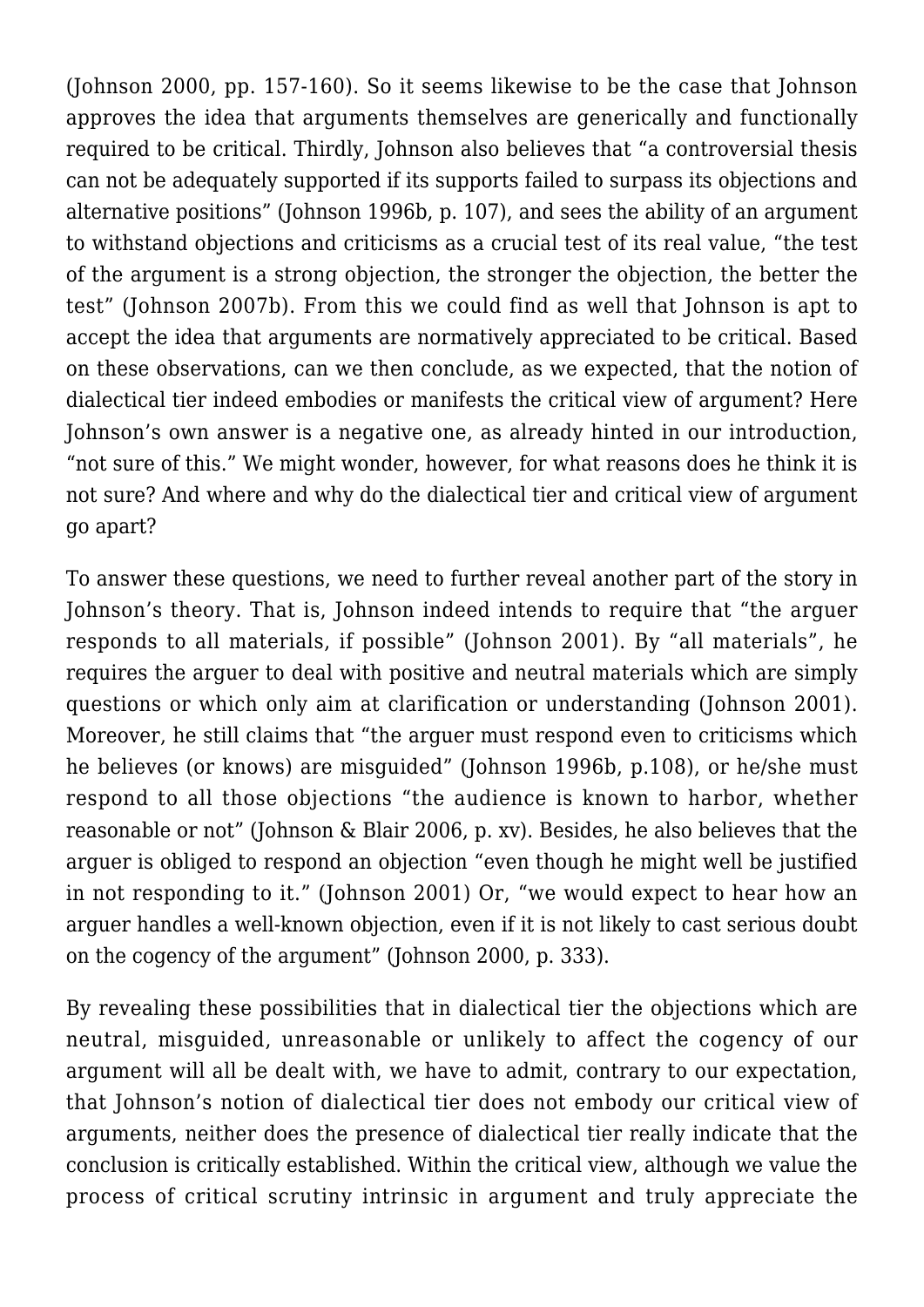(Johnson 2000, pp. 157-160). So it seems likewise to be the case that Johnson approves the idea that arguments themselves are generically and functionally required to be critical. Thirdly, Johnson also believes that "a controversial thesis can not be adequately supported if its supports failed to surpass its objections and alternative positions" (Johnson 1996b, p. 107), and sees the ability of an argument to withstand objections and criticisms as a crucial test of its real value, "the test of the argument is a strong objection, the stronger the objection, the better the test" (Johnson 2007b). From this we could find as well that Johnson is apt to accept the idea that arguments are normatively appreciated to be critical. Based on these observations, can we then conclude, as we expected, that the notion of dialectical tier indeed embodies or manifests the critical view of argument? Here Johnson's own answer is a negative one, as already hinted in our introduction, "not sure of this." We might wonder, however, for what reasons does he think it is not sure? And where and why do the dialectical tier and critical view of argument go apart?

To answer these questions, we need to further reveal another part of the story in Johnson's theory. That is, Johnson indeed intends to require that "the arguer responds to all materials, if possible" (Johnson 2001). By "all materials", he requires the arguer to deal with positive and neutral materials which are simply questions or which only aim at clarification or understanding (Johnson 2001). Moreover, he still claims that "the arguer must respond even to criticisms which he believes (or knows) are misguided" (Johnson 1996b, p.108), or he/she must respond to all those objections "the audience is known to harbor, whether reasonable or not" (Johnson & Blair 2006, p. xv). Besides, he also believes that the arguer is obliged to respond an objection "even though he might well be justified in not responding to it." (Johnson 2001) Or, "we would expect to hear how an arguer handles a well-known objection, even if it is not likely to cast serious doubt on the cogency of the argument" (Johnson 2000, p. 333).

By revealing these possibilities that in dialectical tier the objections which are neutral, misguided, unreasonable or unlikely to affect the cogency of our argument will all be dealt with, we have to admit, contrary to our expectation, that Johnson's notion of dialectical tier does not embody our critical view of arguments, neither does the presence of dialectical tier really indicate that the conclusion is critically established. Within the critical view, although we value the process of critical scrutiny intrinsic in argument and truly appreciate the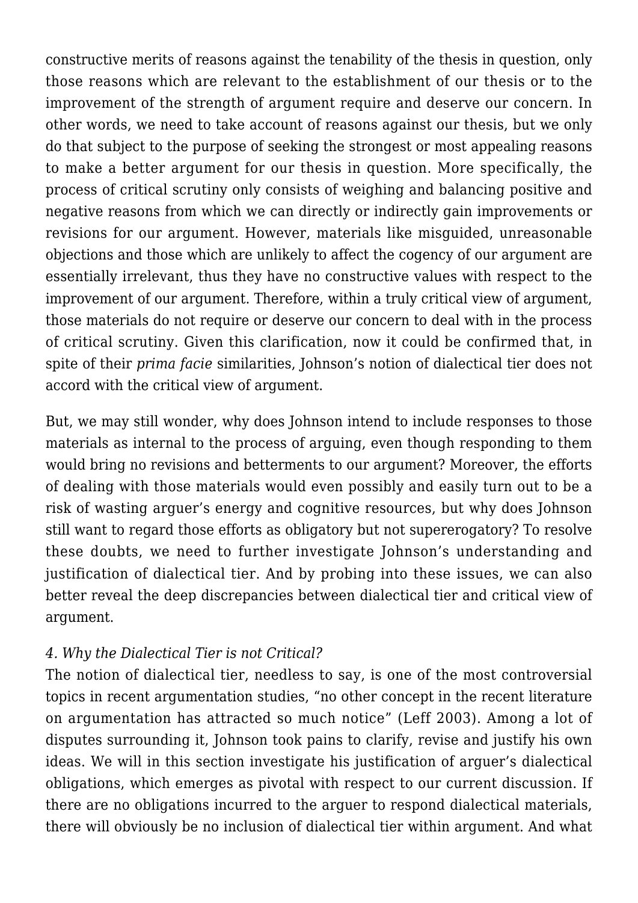constructive merits of reasons against the tenability of the thesis in question, only those reasons which are relevant to the establishment of our thesis or to the improvement of the strength of argument require and deserve our concern. In other words, we need to take account of reasons against our thesis, but we only do that subject to the purpose of seeking the strongest or most appealing reasons to make a better argument for our thesis in question. More specifically, the process of critical scrutiny only consists of weighing and balancing positive and negative reasons from which we can directly or indirectly gain improvements or revisions for our argument. However, materials like misguided, unreasonable objections and those which are unlikely to affect the cogency of our argument are essentially irrelevant, thus they have no constructive values with respect to the improvement of our argument. Therefore, within a truly critical view of argument, those materials do not require or deserve our concern to deal with in the process of critical scrutiny. Given this clarification, now it could be confirmed that, in spite of their *prima facie* similarities, Johnson's notion of dialectical tier does not accord with the critical view of argument.

But, we may still wonder, why does Johnson intend to include responses to those materials as internal to the process of arguing, even though responding to them would bring no revisions and betterments to our argument? Moreover, the efforts of dealing with those materials would even possibly and easily turn out to be a risk of wasting arguer's energy and cognitive resources, but why does Johnson still want to regard those efforts as obligatory but not supererogatory? To resolve these doubts, we need to further investigate Johnson's understanding and justification of dialectical tier. And by probing into these issues, we can also better reveal the deep discrepancies between dialectical tier and critical view of argument.

*4. Why the Dialectical Tier is not Critical?*

The notion of dialectical tier, needless to say, is one of the most controversial topics in recent argumentation studies, "no other concept in the recent literature on argumentation has attracted so much notice" (Leff 2003). Among a lot of disputes surrounding it, Johnson took pains to clarify, revise and justify his own ideas. We will in this section investigate his justification of arguer's dialectical obligations, which emerges as pivotal with respect to our current discussion. If there are no obligations incurred to the arguer to respond dialectical materials, there will obviously be no inclusion of dialectical tier within argument. And what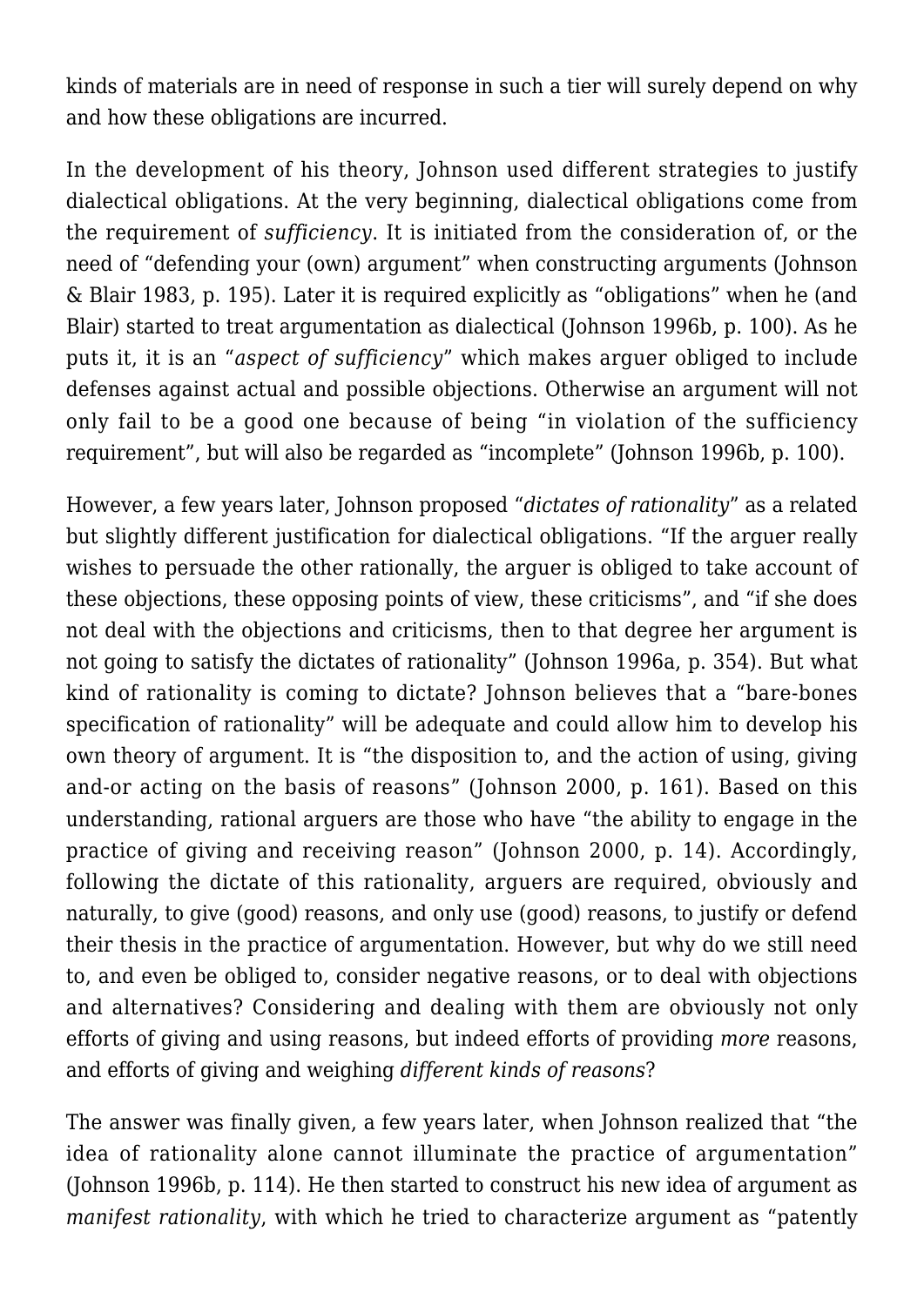kinds of materials are in need of response in such a tier will surely depend on why and how these obligations are incurred.

In the development of his theory, Johnson used different strategies to justify dialectical obligations. At the very beginning, dialectical obligations come from the requirement of *sufficiency*. It is initiated from the consideration of, or the need of "defending your (own) argument" when constructing arguments (Johnson & Blair 1983, p. 195). Later it is required explicitly as "obligations" when he (and Blair) started to treat argumentation as dialectical (Johnson 1996b, p. 100). As he puts it, it is an "*aspect of sufficiency*" which makes arguer obliged to include defenses against actual and possible objections. Otherwise an argument will not only fail to be a good one because of being "in violation of the sufficiency requirement", but will also be regarded as "incomplete" (Johnson 1996b, p. 100).

However, a few years later, Johnson proposed "*dictates of rationality*" as a related but slightly different justification for dialectical obligations. "If the arguer really wishes to persuade the other rationally, the arguer is obliged to take account of these objections, these opposing points of view, these criticisms", and "if she does not deal with the objections and criticisms, then to that degree her argument is not going to satisfy the dictates of rationality" (Johnson 1996a, p. 354). But what kind of rationality is coming to dictate? Johnson believes that a "bare-bones specification of rationality" will be adequate and could allow him to develop his own theory of argument. It is "the disposition to, and the action of using, giving and-or acting on the basis of reasons" (Johnson 2000, p. 161). Based on this understanding, rational arguers are those who have "the ability to engage in the practice of giving and receiving reason" (Johnson 2000, p. 14). Accordingly, following the dictate of this rationality, arguers are required, obviously and naturally, to give (good) reasons, and only use (good) reasons, to justify or defend their thesis in the practice of argumentation. However, but why do we still need to, and even be obliged to, consider negative reasons, or to deal with objections and alternatives? Considering and dealing with them are obviously not only efforts of giving and using reasons, but indeed efforts of providing *more* reasons, and efforts of giving and weighing *different kinds of reasons*?

The answer was finally given, a few years later, when Johnson realized that "the idea of rationality alone cannot illuminate the practice of argumentation" (Johnson 1996b, p. 114). He then started to construct his new idea of argument as *manifest rationality*, with which he tried to characterize argument as "patently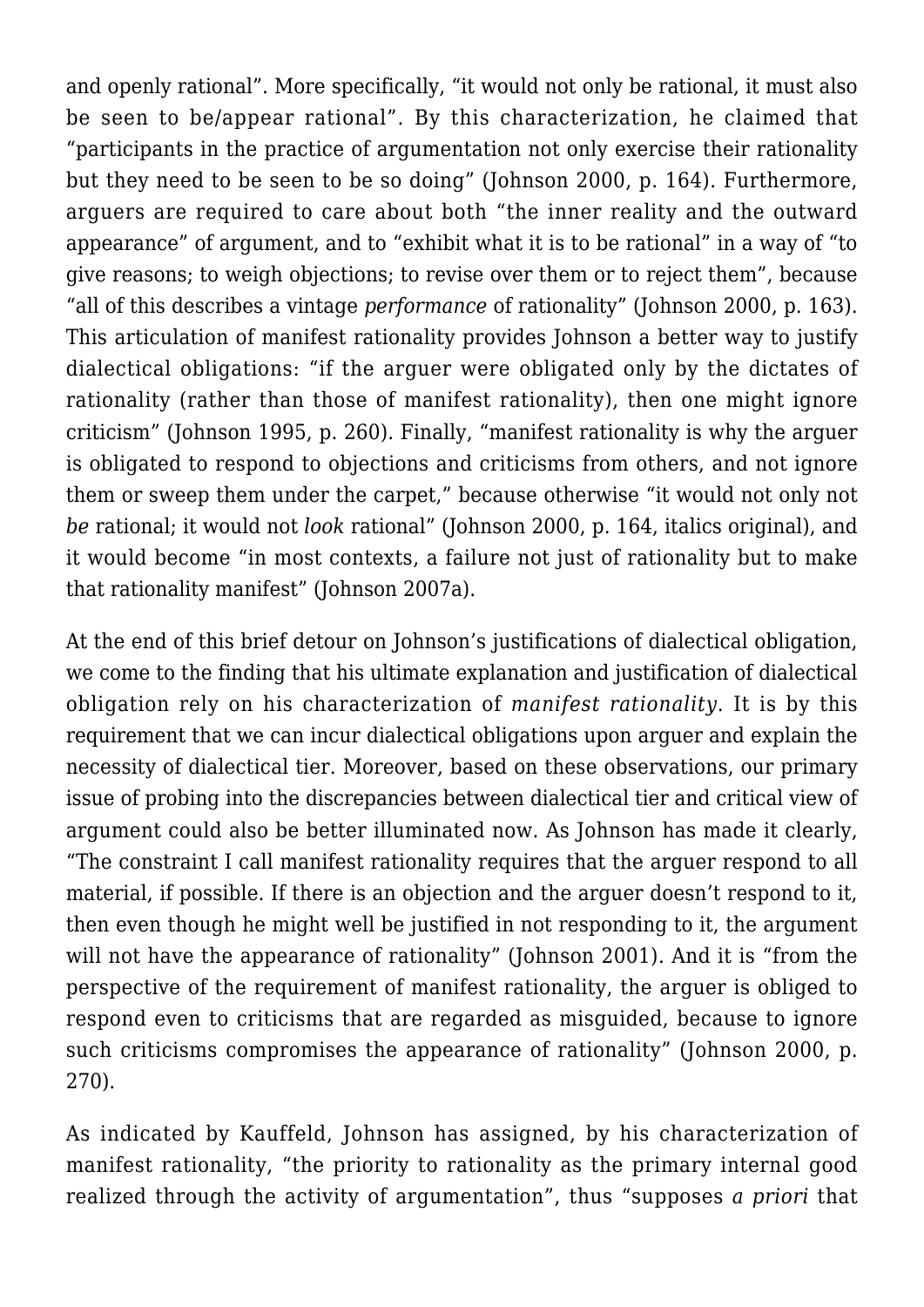and openly rational". More specifically, "it would not only be rational, it must also be seen to be/appear rational". By this characterization, he claimed that "participants in the practice of argumentation not only exercise their rationality but they need to be seen to be so doing" (Johnson 2000, p. 164). Furthermore, arguers are required to care about both "the inner reality and the outward appearance" of argument, and to "exhibit what it is to be rational" in a way of "to give reasons; to weigh objections; to revise over them or to reject them", because "all of this describes a vintage *performance* of rationality" (Johnson 2000, p. 163). This articulation of manifest rationality provides Johnson a better way to justify dialectical obligations: "if the arguer were obligated only by the dictates of rationality (rather than those of manifest rationality), then one might ignore criticism" (Johnson 1995, p. 260). Finally, "manifest rationality is why the arguer is obligated to respond to objections and criticisms from others, and not ignore them or sweep them under the carpet," because otherwise "it would not only not *be* rational; it would not *look* rational" (Johnson 2000, p. 164, italics original), and it would become "in most contexts, a failure not just of rationality but to make that rationality manifest" (Johnson 2007a).

At the end of this brief detour on Johnson's justifications of dialectical obligation, we come to the finding that his ultimate explanation and justification of dialectical obligation rely on his characterization of *manifest rationality*. It is by this requirement that we can incur dialectical obligations upon arguer and explain the necessity of dialectical tier. Moreover, based on these observations, our primary issue of probing into the discrepancies between dialectical tier and critical view of argument could also be better illuminated now. As Johnson has made it clearly, "The constraint I call manifest rationality requires that the arguer respond to all material, if possible. If there is an objection and the arguer doesn't respond to it, then even though he might well be justified in not responding to it, the argument will not have the appearance of rationality" (Johnson 2001). And it is "from the perspective of the requirement of manifest rationality, the arguer is obliged to respond even to criticisms that are regarded as misguided, because to ignore such criticisms compromises the appearance of rationality" (Johnson 2000, p. 270).

As indicated by Kauffeld, Johnson has assigned, by his characterization of manifest rationality, "the priority to rationality as the primary internal good realized through the activity of argumentation", thus "supposes *a priori* that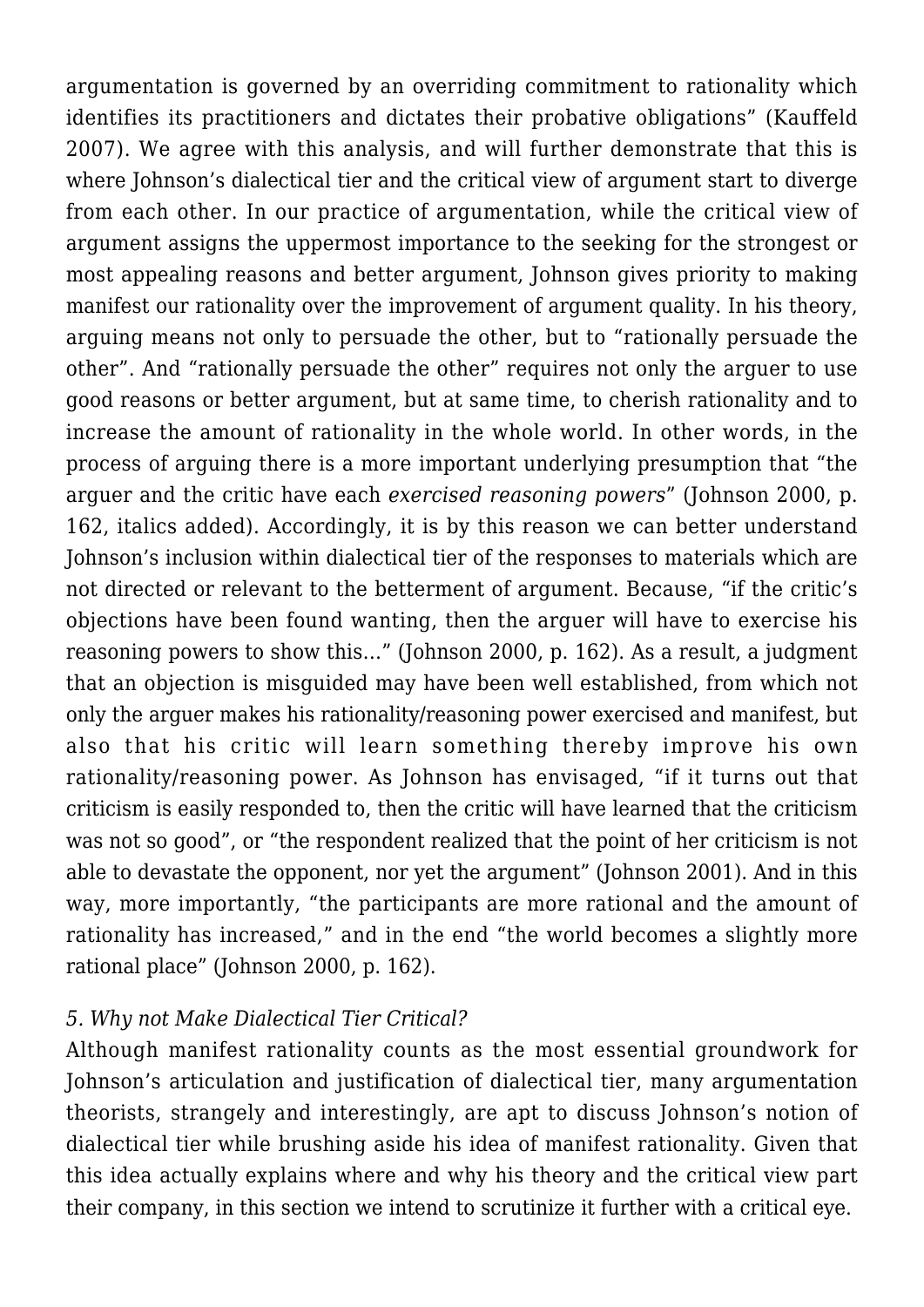argumentation is governed by an overriding commitment to rationality which identifies its practitioners and dictates their probative obligations" (Kauffeld 2007). We agree with this analysis, and will further demonstrate that this is where Johnson's dialectical tier and the critical view of argument start to diverge from each other. In our practice of argumentation, while the critical view of argument assigns the uppermost importance to the seeking for the strongest or most appealing reasons and better argument, Johnson gives priority to making manifest our rationality over the improvement of argument quality. In his theory, arguing means not only to persuade the other, but to "rationally persuade the other". And "rationally persuade the other" requires not only the arguer to use good reasons or better argument, but at same time, to cherish rationality and to increase the amount of rationality in the whole world. In other words, in the process of arguing there is a more important underlying presumption that "the arguer and the critic have each *exercised reasoning powers*" (Johnson 2000, p. 162, italics added). Accordingly, it is by this reason we can better understand Johnson's inclusion within dialectical tier of the responses to materials which are not directed or relevant to the betterment of argument. Because, "if the critic's objections have been found wanting, then the arguer will have to exercise his reasoning powers to show this…" (Johnson 2000, p. 162). As a result, a judgment that an objection is misguided may have been well established, from which not only the arguer makes his rationality/reasoning power exercised and manifest, but also that his critic will learn something thereby improve his own rationality/reasoning power. As Johnson has envisaged, "if it turns out that criticism is easily responded to, then the critic will have learned that the criticism was not so good", or "the respondent realized that the point of her criticism is not able to devastate the opponent, nor yet the argument" (Johnson 2001). And in this way, more importantly, "the participants are more rational and the amount of rationality has increased," and in the end "the world becomes a slightly more rational place" (Johnson 2000, p. 162).

*5. Why not Make Dialectical Tier Critical?*

Although manifest rationality counts as the most essential groundwork for Johnson's articulation and justification of dialectical tier, many argumentation theorists, strangely and interestingly, are apt to discuss Johnson's notion of dialectical tier while brushing aside his idea of manifest rationality. Given that this idea actually explains where and why his theory and the critical view part their company, in this section we intend to scrutinize it further with a critical eye.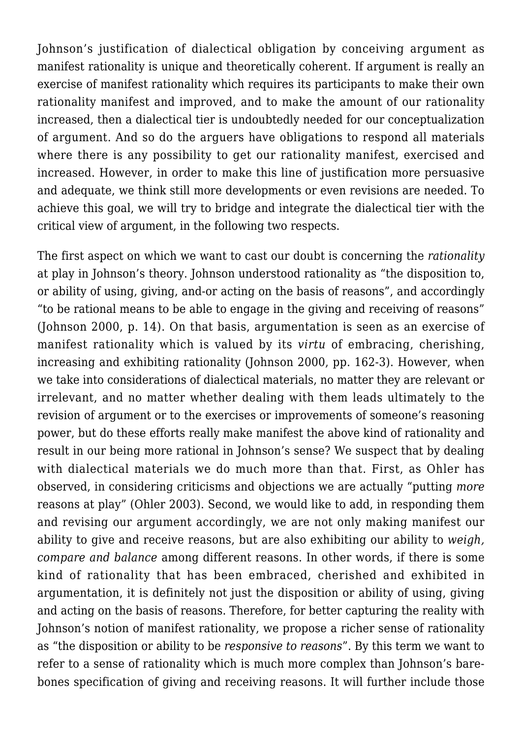Johnson's justification of dialectical obligation by conceiving argument as manifest rationality is unique and theoretically coherent. If argument is really an exercise of manifest rationality which requires its participants to make their own rationality manifest and improved, and to make the amount of our rationality increased, then a dialectical tier is undoubtedly needed for our conceptualization of argument. And so do the arguers have obligations to respond all materials where there is any possibility to get our rationality manifest, exercised and increased. However, in order to make this line of justification more persuasive and adequate, we think still more developments or even revisions are needed. To achieve this goal, we will try to bridge and integrate the dialectical tier with the critical view of argument, in the following two respects.

The first aspect on which we want to cast our doubt is concerning the *rationality* at play in Johnson's theory. Johnson understood rationality as "the disposition to, or ability of using, giving, and-or acting on the basis of reasons", and accordingly "to be rational means to be able to engage in the giving and receiving of reasons" (Johnson 2000, p. 14). On that basis, argumentation is seen as an exercise of manifest rationality which is valued by its *virtu* of embracing, cherishing, increasing and exhibiting rationality (Johnson 2000, pp. 162-3). However, when we take into considerations of dialectical materials, no matter they are relevant or irrelevant, and no matter whether dealing with them leads ultimately to the revision of argument or to the exercises or improvements of someone's reasoning power, but do these efforts really make manifest the above kind of rationality and result in our being more rational in Johnson's sense? We suspect that by dealing with dialectical materials we do much more than that. First, as Ohler has observed, in considering criticisms and objections we are actually "putting *more* reasons at play" (Ohler 2003). Second, we would like to add, in responding them and revising our argument accordingly, we are not only making manifest our ability to give and receive reasons, but are also exhibiting our ability to *weigh, compare and balance* among different reasons. In other words, if there is some kind of rationality that has been embraced, cherished and exhibited in argumentation, it is definitely not just the disposition or ability of using, giving and acting on the basis of reasons. Therefore, for better capturing the reality with Johnson's notion of manifest rationality, we propose a richer sense of rationality as "the disposition or ability to be *responsive to reasons*". By this term we want to refer to a sense of rationality which is much more complex than Johnson's bare-bones specification of giving and receiving reasons. It will further include those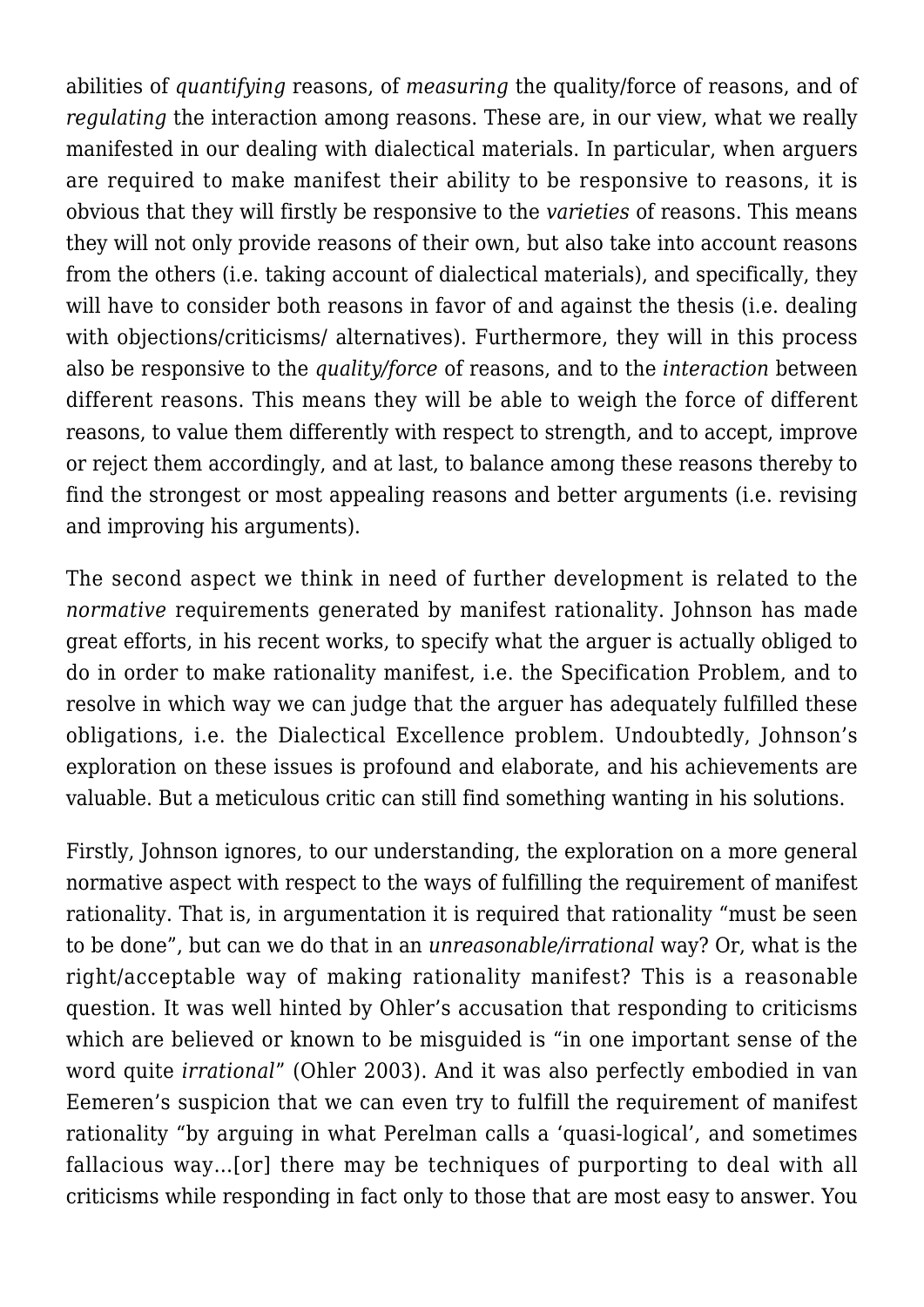abilities of *quantifying* reasons, of *measuring* the quality/force of reasons, and of *regulating* the interaction among reasons. These are, in our view, what we really manifested in our dealing with dialectical materials. In particular, when arguers are required to make manifest their ability to be responsive to reasons, it is obvious that they will firstly be responsive to the *varieties* of reasons. This means they will not only provide reasons of their own, but also take into account reasons from the others (i.e. taking account of dialectical materials), and specifically, they will have to consider both reasons in favor of and against the thesis (i.e. dealing with objections/criticisms/ alternatives). Furthermore, they will in this process also be responsive to the *quality/force* of reasons, and to the *interaction* between different reasons. This means they will be able to weigh the force of different reasons, to value them differently with respect to strength, and to accept, improve or reject them accordingly, and at last, to balance among these reasons thereby to find the strongest or most appealing reasons and better arguments (i.e. revising and improving his arguments).

The second aspect we think in need of further development is related to the *normative* requirements generated by manifest rationality. Johnson has made great efforts, in his recent works, to specify what the arguer is actually obliged to do in order to make rationality manifest, i.e. the Specification Problem, and to resolve in which way we can judge that the arguer has adequately fulfilled these obligations, i.e. the Dialectical Excellence problem. Undoubtedly, Johnson's exploration on these issues is profound and elaborate, and his achievements are valuable. But a meticulous critic can still find something wanting in his solutions.

Firstly, Johnson ignores, to our understanding, the exploration on a more general normative aspect with respect to the ways of fulfilling the requirement of manifest rationality. That is, in argumentation it is required that rationality "must be seen to be done", but can we do that in an *unreasonable/irrational* way? Or, what is the right/acceptable way of making rationality manifest? This is a reasonable question. It was well hinted by Ohler's accusation that responding to criticisms which are believed or known to be misguided is "in one important sense of the word quite *irrational*" (Ohler 2003). And it was also perfectly embodied in van Eemeren's suspicion that we can even try to fulfill the requirement of manifest rationality "by arguing in what Perelman calls a 'quasi-logical', and sometimes fallacious way…[or] there may be techniques of purporting to deal with all criticisms while responding in fact only to those that are most easy to answer. You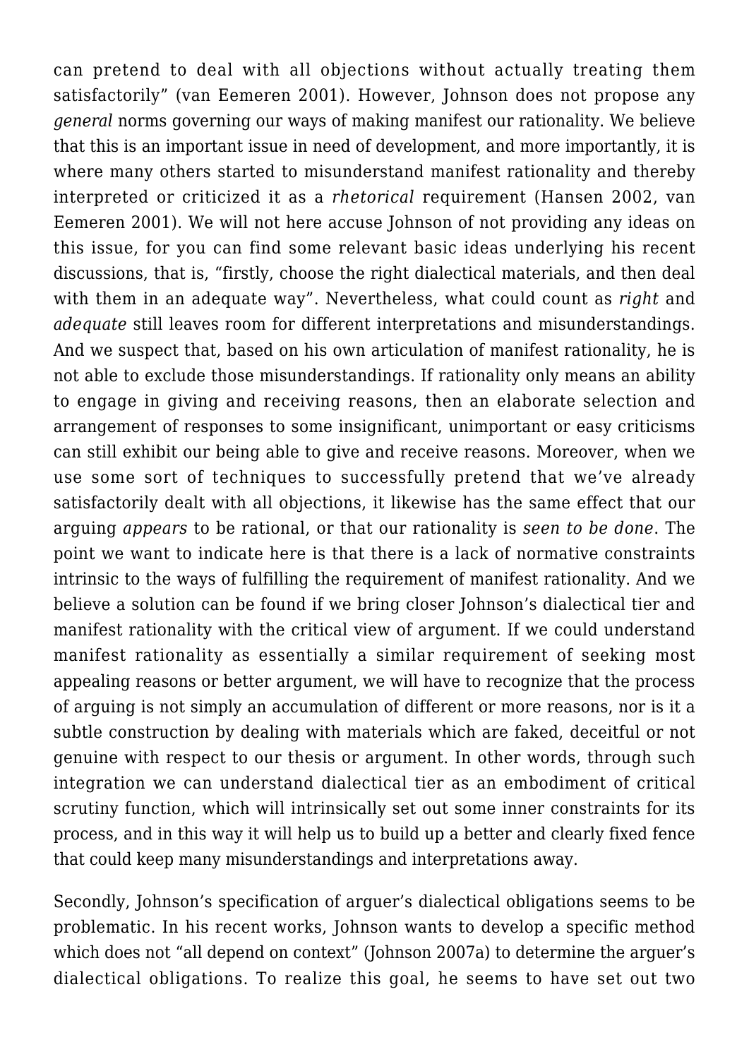can pretend to deal with all objections without actually treating them satisfactorily" (van Eemeren 2001). However, Johnson does not propose any *general* norms governing our ways of making manifest our rationality. We believe that this is an important issue in need of development, and more importantly, it is where many others started to misunderstand manifest rationality and thereby interpreted or criticized it as a *rhetorical* requirement (Hansen 2002, van Eemeren 2001). We will not here accuse Johnson of not providing any ideas on this issue, for you can find some relevant basic ideas underlying his recent discussions, that is, "firstly, choose the right dialectical materials, and then deal with them in an adequate way". Nevertheless, what could count as *right* and *adequate* still leaves room for different interpretations and misunderstandings. And we suspect that, based on his own articulation of manifest rationality, he is not able to exclude those misunderstandings. If rationality only means an ability to engage in giving and receiving reasons, then an elaborate selection and arrangement of responses to some insignificant, unimportant or easy criticisms can still exhibit our being able to give and receive reasons. Moreover, when we use some sort of techniques to successfully pretend that we've already satisfactorily dealt with all objections, it likewise has the same effect that our arguing *appears* to be rational, or that our rationality is *seen to be done*. The point we want to indicate here is that there is a lack of normative constraints intrinsic to the ways of fulfilling the requirement of manifest rationality. And we believe a solution can be found if we bring closer Johnson's dialectical tier and manifest rationality with the critical view of argument. If we could understand manifest rationality as essentially a similar requirement of seeking most appealing reasons or better argument, we will have to recognize that the process of arguing is not simply an accumulation of different or more reasons, nor is it a subtle construction by dealing with materials which are faked, deceitful or not genuine with respect to our thesis or argument. In other words, through such integration we can understand dialectical tier as an embodiment of critical scrutiny function, which will intrinsically set out some inner constraints for its process, and in this way it will help us to build up a better and clearly fixed fence that could keep many misunderstandings and interpretations away.

Secondly, Johnson's specification of arguer's dialectical obligations seems to be problematic. In his recent works, Johnson wants to develop a specific method which does not "all depend on context" (Johnson 2007a) to determine the arguer's dialectical obligations. To realize this goal, he seems to have set out two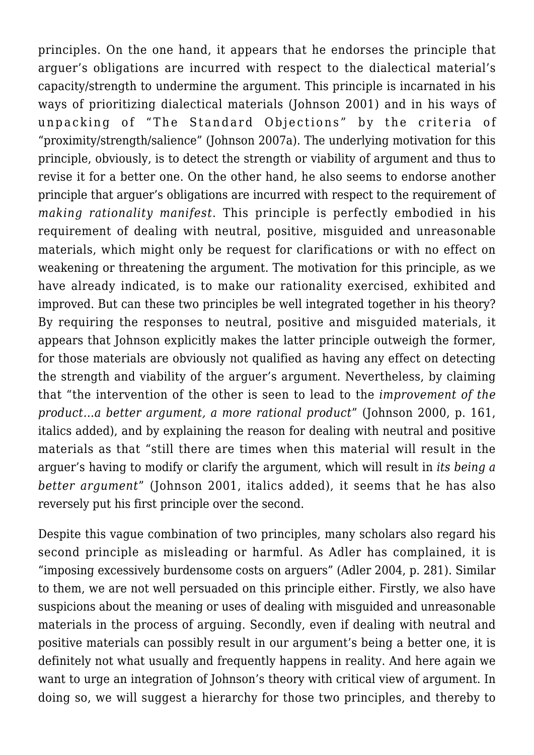principles. On the one hand, it appears that he endorses the principle that arguer's obligations are incurred with respect to the dialectical material's capacity/strength to undermine the argument. This principle is incarnated in his ways of prioritizing dialectical materials (Johnson 2001) and in his ways of unpacking of "The Standard Objections" by the criteria of "proximity/strength/salience" (Johnson 2007a). The underlying motivation for this principle, obviously, is to detect the strength or viability of argument and thus to revise it for a better one. On the other hand, he also seems to endorse another principle that arguer's obligations are incurred with respect to the requirement of *making rationality manifest*. This principle is perfectly embodied in his requirement of dealing with neutral, positive, misguided and unreasonable materials, which might only be request for clarifications or with no effect on weakening or threatening the argument. The motivation for this principle, as we have already indicated, is to make our rationality exercised, exhibited and improved. But can these two principles be well integrated together in his theory? By requiring the responses to neutral, positive and misguided materials, it appears that Johnson explicitly makes the latter principle outweigh the former, for those materials are obviously not qualified as having any effect on detecting the strength and viability of the arguer's argument. Nevertheless, by claiming that "the intervention of the other is seen to lead to the *improvement of the product…a better argument, a more rational product*" (Johnson 2000, p. 161, italics added), and by explaining the reason for dealing with neutral and positive materials as that "still there are times when this material will result in the arguer's having to modify or clarify the argument, which will result in *its being a better argument*" (Johnson 2001, italics added), it seems that he has also reversely put his first principle over the second.

Despite this vague combination of two principles, many scholars also regard his second principle as misleading or harmful. As Adler has complained, it is "imposing excessively burdensome costs on arguers" (Adler 2004, p. 281). Similar to them, we are not well persuaded on this principle either. Firstly, we also have suspicions about the meaning or uses of dealing with misguided and unreasonable materials in the process of arguing. Secondly, even if dealing with neutral and positive materials can possibly result in our argument's being a better one, it is definitely not what usually and frequently happens in reality. And here again we want to urge an integration of Johnson's theory with critical view of argument. In doing so, we will suggest a hierarchy for those two principles, and thereby to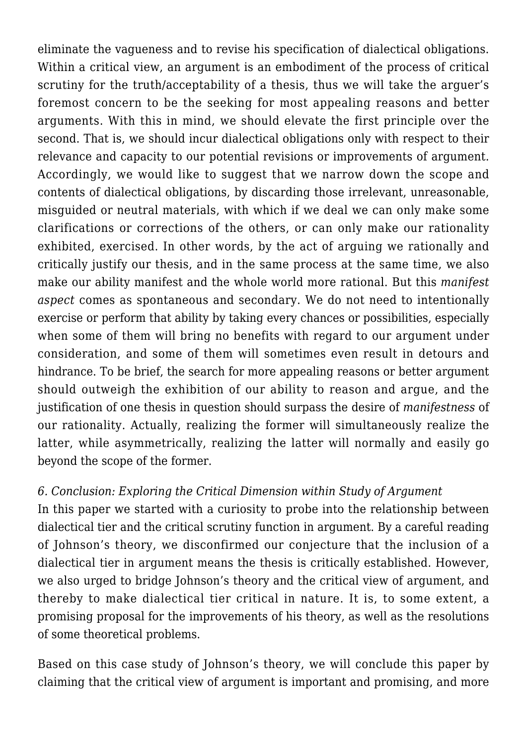eliminate the vagueness and to revise his specification of dialectical obligations. Within a critical view, an argument is an embodiment of the process of critical scrutiny for the truth/acceptability of a thesis, thus we will take the arguer's foremost concern to be the seeking for most appealing reasons and better arguments. With this in mind, we should elevate the first principle over the second. That is, we should incur dialectical obligations only with respect to their relevance and capacity to our potential revisions or improvements of argument. Accordingly, we would like to suggest that we narrow down the scope and contents of dialectical obligations, by discarding those irrelevant, unreasonable, misguided or neutral materials, with which if we deal we can only make some clarifications or corrections of the others, or can only make our rationality exhibited, exercised. In other words, by the act of arguing we rationally and critically justify our thesis, and in the same process at the same time, we also make our ability manifest and the whole world more rational. But this *manifest aspect* comes as spontaneous and secondary. We do not need to intentionally exercise or perform that ability by taking every chances or possibilities, especially when some of them will bring no benefits with regard to our argument under consideration, and some of them will sometimes even result in detours and hindrance. To be brief, the search for more appealing reasons or better argument should outweigh the exhibition of our ability to reason and argue, and the justification of one thesis in question should surpass the desire of *manifestness* of our rationality. Actually, realizing the former will simultaneously realize the latter, while asymmetrically, realizing the latter will normally and easily go beyond the scope of the former.

*6. Conclusion: Exploring the Critical Dimension within Study of Argument*

In this paper we started with a curiosity to probe into the relationship between dialectical tier and the critical scrutiny function in argument. By a careful reading of Johnson's theory, we disconfirmed our conjecture that the inclusion of a dialectical tier in argument means the thesis is critically established. However, we also urged to bridge Johnson's theory and the critical view of argument, and thereby to make dialectical tier critical in nature. It is, to some extent, a promising proposal for the improvements of his theory, as well as the resolutions of some theoretical problems.

Based on this case study of Johnson's theory, we will conclude this paper by claiming that the critical view of argument is important and promising, and more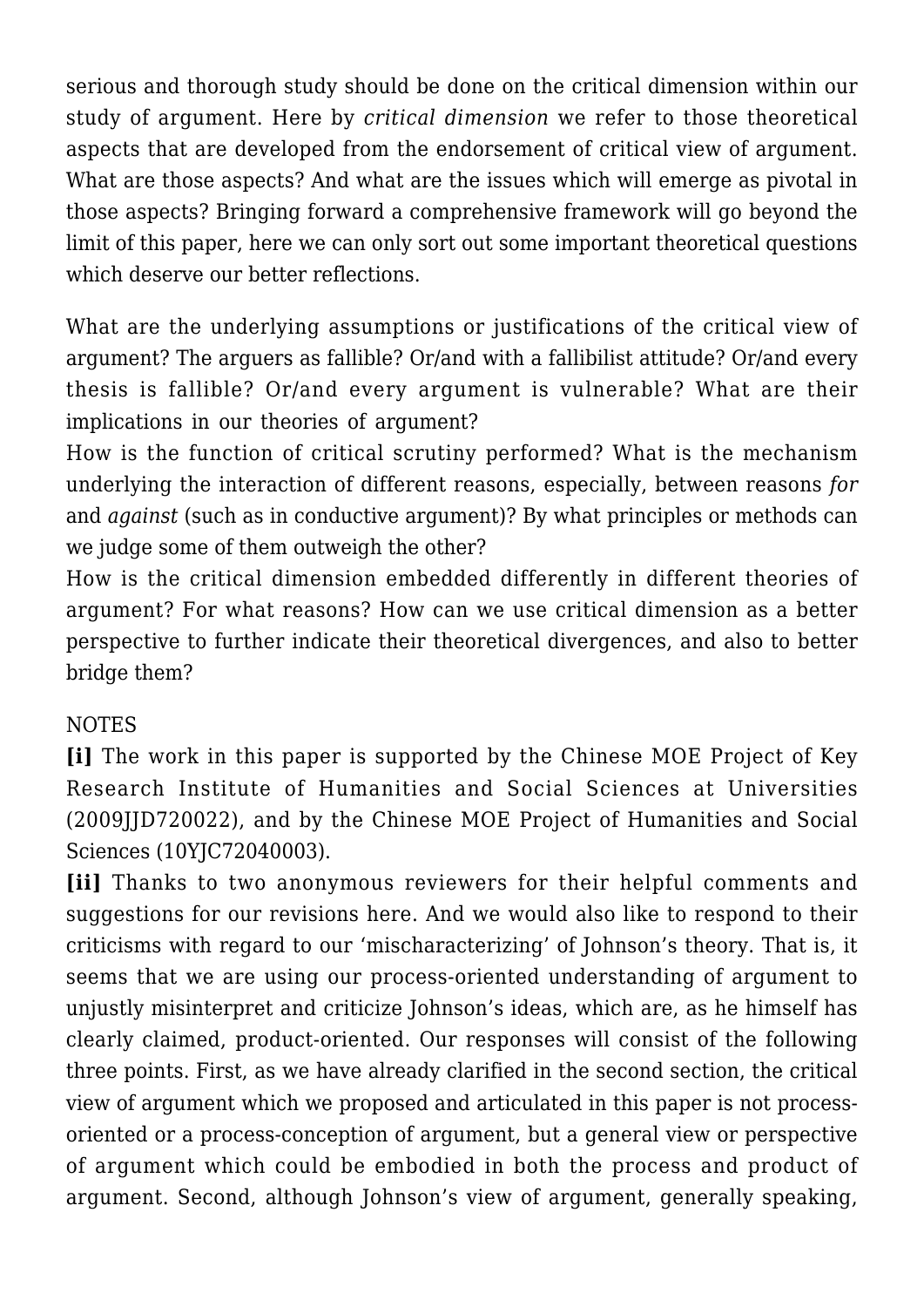serious and thorough study should be done on the critical dimension within our study of argument. Here by *critical dimension* we refer to those theoretical aspects that are developed from the endorsement of critical view of argument. What are those aspects? And what are the issues which will emerge as pivotal in those aspects? Bringing forward a comprehensive framework will go beyond the limit of this paper, here we can only sort out some important theoretical questions which deserve our better reflections.

What are the underlying assumptions or justifications of the critical view of argument? The arguers as fallible? Or/and with a fallibilist attitude? Or/and every thesis is fallible? Or/and every argument is vulnerable? What are their implications in our theories of argument?
How is the function of critical scrutiny performed? What is the mechanism underlying the interaction of different reasons, especially, between reasons *for* and *against* (such as in conductive argument)? By what principles or methods can we judge some of them outweigh the other?
How is the critical dimension embedded differently in different theories of argument? For what reasons? How can we use critical dimension as a better perspective to further indicate their theoretical divergences, and also to better bridge them?

NOTES
**[i]** The work in this paper is supported by the Chinese MOE Project of Key Research Institute of Humanities and Social Sciences at Universities (2009JJD720022), and by the Chinese MOE Project of Humanities and Social Sciences (10YJC72040003).
**[ii]** Thanks to two anonymous reviewers for their helpful comments and suggestions for our revisions here. And we would also like to respond to their criticisms with regard to our 'mischaracterizing' of Johnson's theory. That is, it seems that we are using our process-oriented understanding of argument to unjustly misinterpret and criticize Johnson's ideas, which are, as he himself has clearly claimed, product-oriented. Our responses will consist of the following three points. First, as we have already clarified in the second section, the critical view of argument which we proposed and articulated in this paper is not process-oriented or a process-conception of argument, but a general view or perspective of argument which could be embodied in both the process and product of argument. Second, although Johnson's view of argument, generally speaking,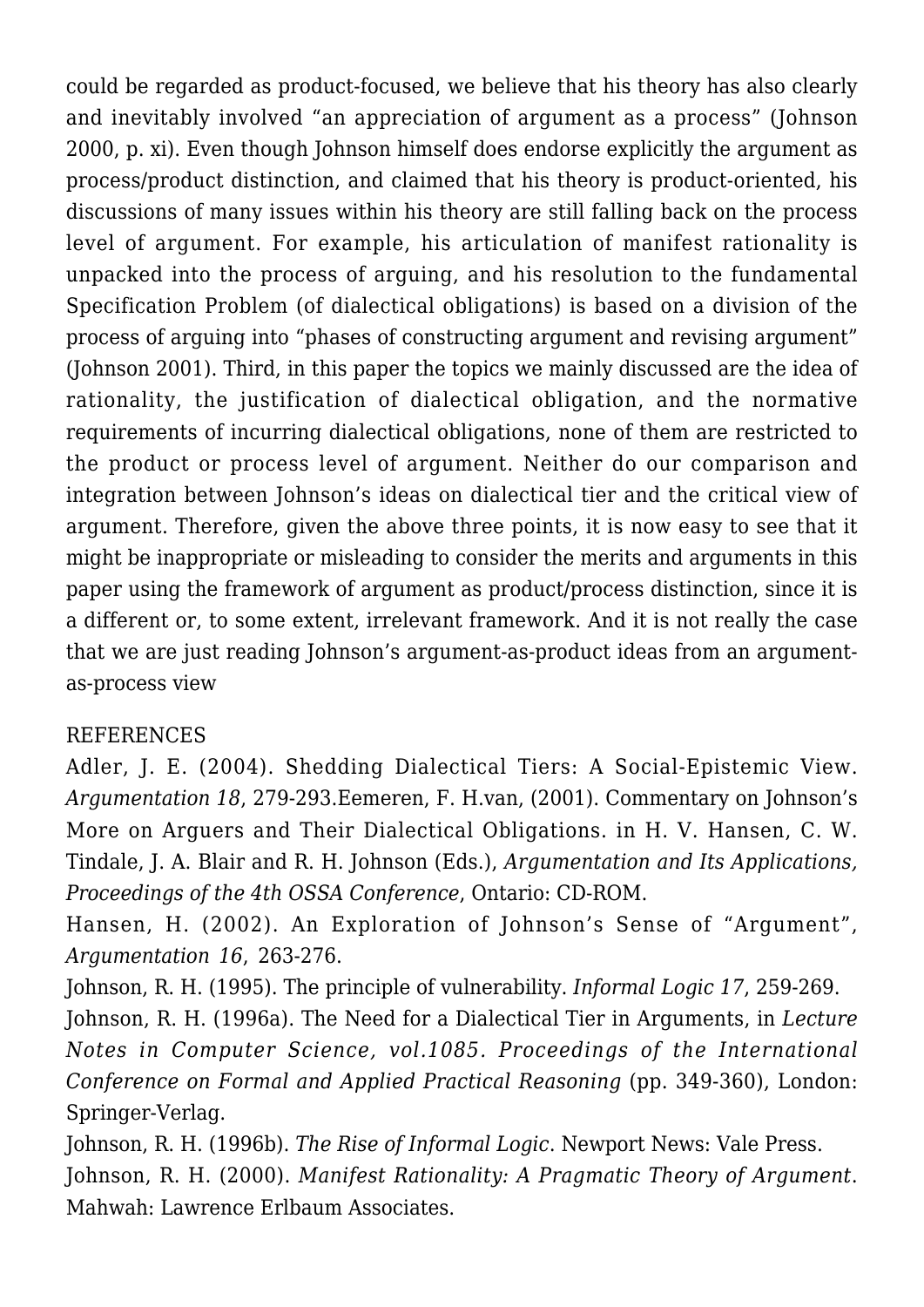could be regarded as product-focused, we believe that his theory has also clearly and inevitably involved "an appreciation of argument as a process" (Johnson 2000, p. xi). Even though Johnson himself does endorse explicitly the argument as process/product distinction, and claimed that his theory is product-oriented, his discussions of many issues within his theory are still falling back on the process level of argument. For example, his articulation of manifest rationality is unpacked into the process of arguing, and his resolution to the fundamental Specification Problem (of dialectical obligations) is based on a division of the process of arguing into "phases of constructing argument and revising argument" (Johnson 2001). Third, in this paper the topics we mainly discussed are the idea of rationality, the justification of dialectical obligation, and the normative requirements of incurring dialectical obligations, none of them are restricted to the product or process level of argument. Neither do our comparison and integration between Johnson's ideas on dialectical tier and the critical view of argument. Therefore, given the above three points, it is now easy to see that it might be inappropriate or misleading to consider the merits and arguments in this paper using the framework of argument as product/process distinction, since it is a different or, to some extent, irrelevant framework. And it is not really the case that we are just reading Johnson's argument-as-product ideas from an argument-as-process view

REFERENCES

Adler, J. E. (2004). Shedding Dialectical Tiers: A Social-Epistemic View. *Argumentation 18*, 279-293.Eemeren, F. H.van, (2001). Commentary on Johnson's More on Arguers and Their Dialectical Obligations. in H. V. Hansen, C. W. Tindale, J. A. Blair and R. H. Johnson (Eds.), *Argumentation and Its Applications, Proceedings of the 4th OSSA Conference*, Ontario: CD-ROM.

Hansen, H. (2002). An Exploration of Johnson's Sense of "Argument", *Argumentation 16*, 263-276.

Johnson, R. H. (1995). The principle of vulnerability. *Informal Logic 17*, 259-269.

Johnson, R. H. (1996a). The Need for a Dialectical Tier in Arguments, in *Lecture Notes in Computer Science, vol.1085. Proceedings of the International Conference on Formal and Applied Practical Reasoning* (pp. 349-360), London: Springer-Verlag.

Johnson, R. H. (1996b). *The Rise of Informal Logic*. Newport News: Vale Press.

Johnson, R. H. (2000). *Manifest Rationality: A Pragmatic Theory of Argument*. Mahwah: Lawrence Erlbaum Associates.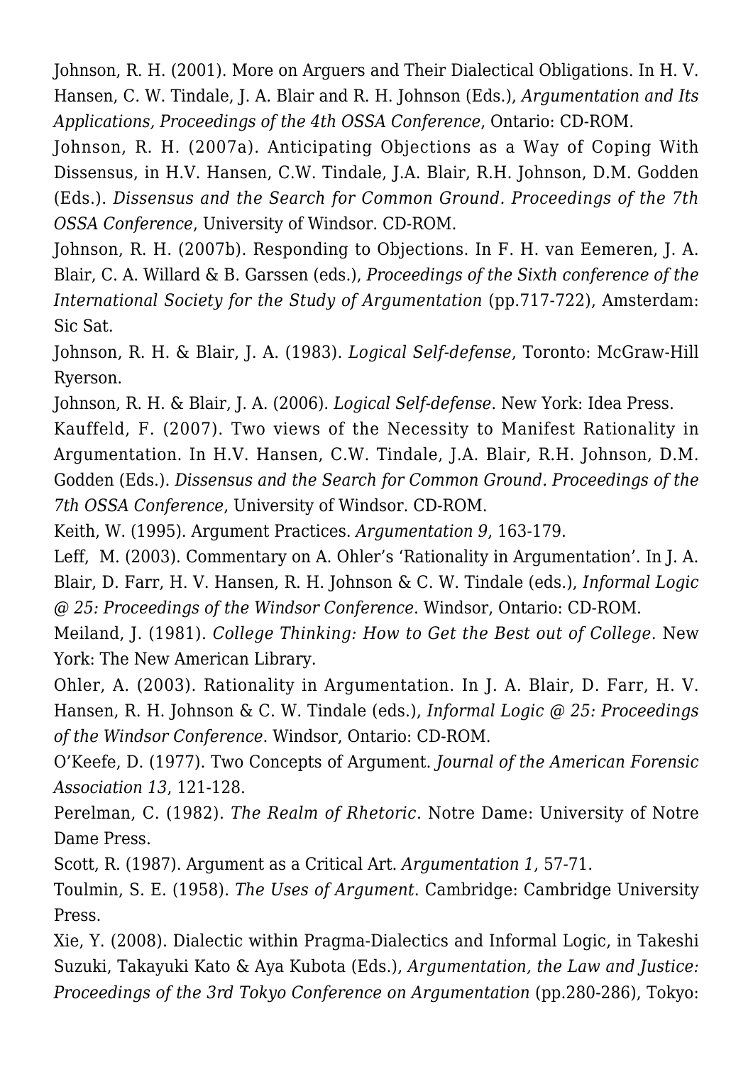Johnson, R. H. (2001). More on Arguers and Their Dialectical Obligations. In H. V. Hansen, C. W. Tindale, J. A. Blair and R. H. Johnson (Eds.), *Argumentation and Its Applications, Proceedings of the 4th OSSA Conference*, Ontario: CD-ROM.

Johnson, R. H. (2007a). Anticipating Objections as a Way of Coping With Dissensus, in H.V. Hansen, C.W. Tindale, J.A. Blair, R.H. Johnson, D.M. Godden (Eds.). *Dissensus and the Search for Common Ground. Proceedings of the 7th OSSA Conference*, University of Windsor. CD-ROM.

Johnson, R. H. (2007b). Responding to Objections. In F. H. van Eemeren, J. A. Blair, C. A. Willard & B. Garssen (eds.), *Proceedings of the Sixth conference of the International Society for the Study of Argumentation* (pp.717-722), Amsterdam: Sic Sat.

Johnson, R. H. & Blair, J. A. (1983). *Logical Self-defense*, Toronto: McGraw-Hill Ryerson.

Johnson, R. H. & Blair, J. A. (2006). *Logical Self-defense*. New York: Idea Press.

Kauffeld, F. (2007). Two views of the Necessity to Manifest Rationality in Argumentation. In H.V. Hansen, C.W. Tindale, J.A. Blair, R.H. Johnson, D.M. Godden (Eds.). *Dissensus and the Search for Common Ground. Proceedings of the 7th OSSA Conference*, University of Windsor. CD-ROM.

Keith, W. (1995). Argument Practices. *Argumentation 9*, 163-179.

Leff, M. (2003). Commentary on A. Ohler's 'Rationality in Argumentation'. In J. A. Blair, D. Farr, H. V. Hansen, R. H. Johnson & C. W. Tindale (eds.), *Informal Logic @ 25: Proceedings of the Windsor Conference*. Windsor, Ontario: CD-ROM.

Meiland, J. (1981). *College Thinking: How to Get the Best out of College*. New York: The New American Library.

Ohler, A. (2003). Rationality in Argumentation. In J. A. Blair, D. Farr, H. V. Hansen, R. H. Johnson & C. W. Tindale (eds.), *Informal Logic @ 25: Proceedings of the Windsor Conference*. Windsor, Ontario: CD-ROM.

O'Keefe, D. (1977). Two Concepts of Argument. *Journal of the American Forensic Association 13*, 121-128.

Perelman, C. (1982). *The Realm of Rhetoric*. Notre Dame: University of Notre Dame Press.

Scott, R. (1987). Argument as a Critical Art. *Argumentation 1*, 57-71.

Toulmin, S. E. (1958). *The Uses of Argument*. Cambridge: Cambridge University Press.

Xie, Y. (2008). Dialectic within Pragma-Dialectics and Informal Logic, in Takeshi Suzuki, Takayuki Kato & Aya Kubota (Eds.), *Argumentation, the Law and Justice: Proceedings of the 3rd Tokyo Conference on Argumentation* (pp.280-286), Tokyo: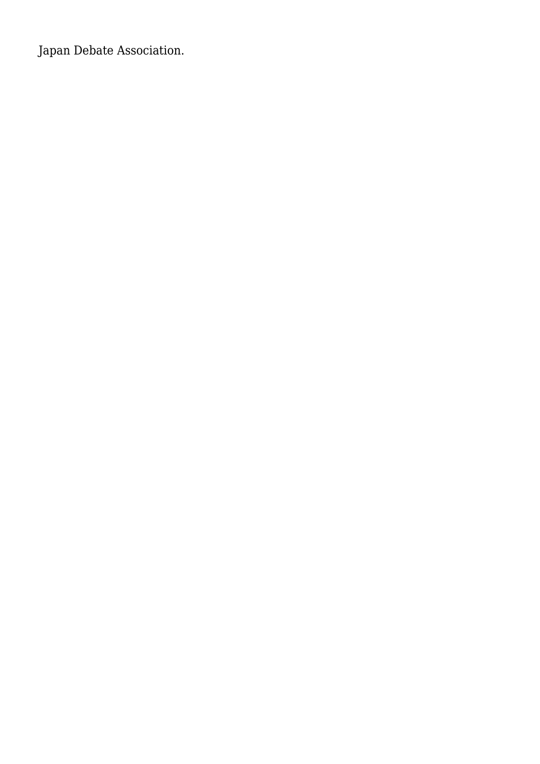Japan Debate Association.